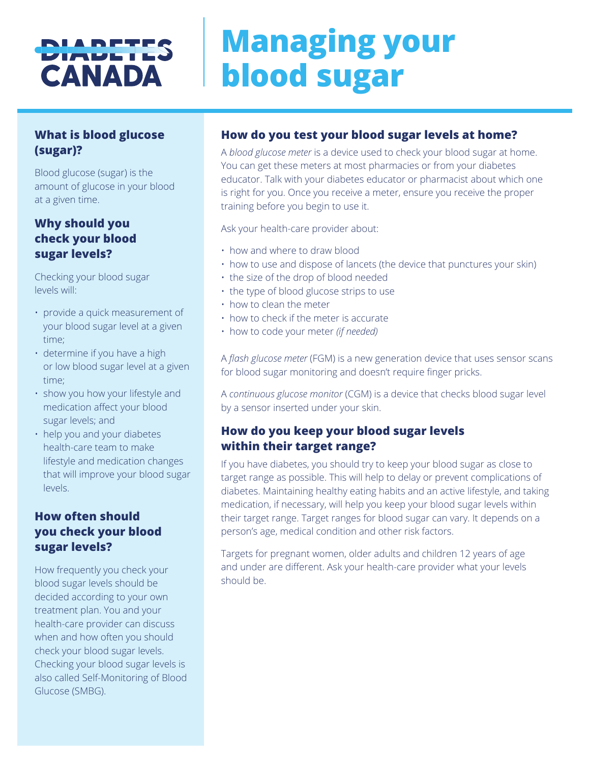DIABETES CANADA

# Managing your blood sugar

## What is blood glucose (sugar)?

Blood glucose (sugar) is the amount of glucose in your blood at a given time.

## Why should you check your blood sugar levels?

Checking your blood sugar levels will:

- provide a quick measurement of your blood sugar level at a given time;
- determine if you have a high or low blood sugar level at a given time;
- show you how your lifestyle and medication affect your blood sugar levels; and
- help you and your diabetes health-care team to make lifestyle and medication changes that will improve your blood sugar levels.

## How often should you check your blood sugar levels?

How frequently you check your blood sugar levels should be decided according to your own treatment plan. You and your health-care provider can discuss when and how often you should check your blood sugar levels. Checking your blood sugar levels is also called Self-Monitoring of Blood Glucose (SMBG).

## How do you test your blood sugar levels at home?

A *blood glucose meter* is a device used to check your blood sugar at home. You can get these meters at most pharmacies or from your diabetes educator. Talk with your diabetes educator or pharmacist about which one is right for you. Once you receive a meter, ensure you receive the proper training before you begin to use it.

Ask your health-care provider about:

- how and where to draw blood
- how to use and dispose of lancets (the device that punctures your skin)
- the size of the drop of blood needed
- the type of blood glucose strips to use
- how to clean the meter
- how to check if the meter is accurate
- how to code your meter *(if needed)*

A *flash glucose meter* (FGM) is a new generation device that uses sensor scans for blood sugar monitoring and doesn't require finger pricks.

A *continuous glucose monitor* (CGM) is a device that checks blood sugar level by a sensor inserted under your skin.

## How do you keep your blood sugar levels within their target range?

If you have diabetes, you should try to keep your blood sugar as close to target range as possible. This will help to delay or prevent complications of diabetes. Maintaining healthy eating habits and an active lifestyle, and taking medication, if necessary, will help you keep your blood sugar levels within their target range. Target ranges for blood sugar can vary. It depends on a person's age, medical condition and other risk factors.

Targets for pregnant women, older adults and children 12 years of age and under are different. Ask your health-care provider what your levels should be.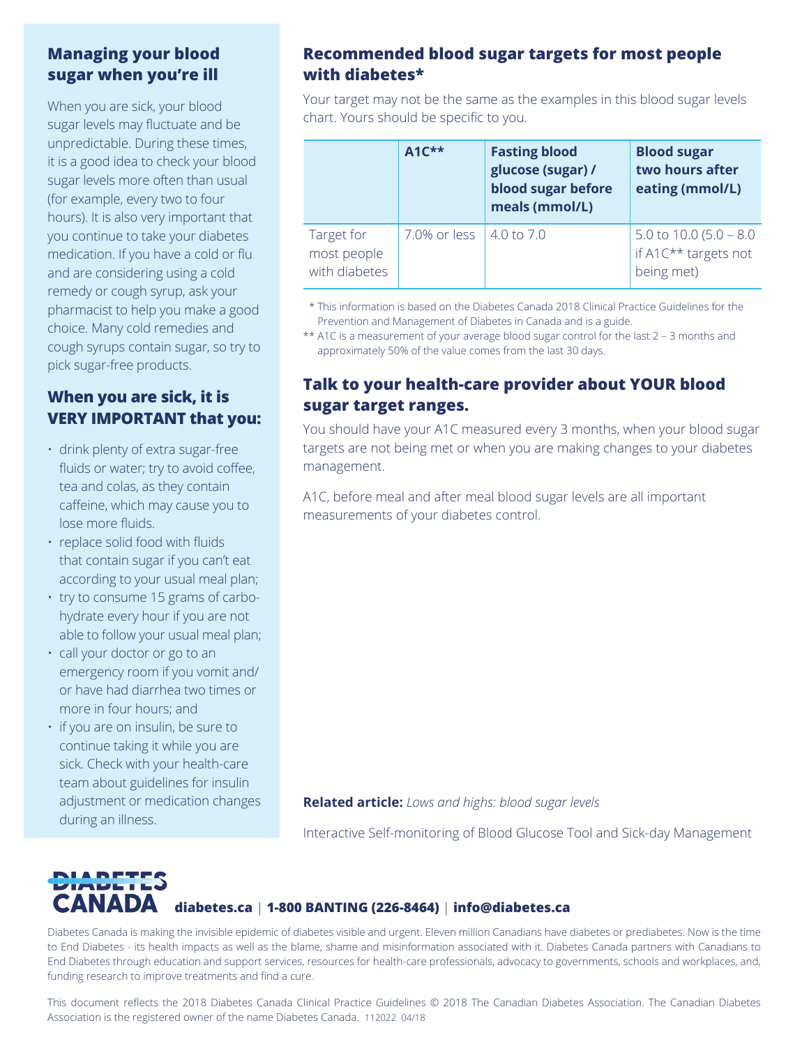## Managing your blood sugar when you're ill

When you are sick, your blood sugar levels may fluctuate and be unpredictable. During these times, it is a good idea to check your blood sugar levels more often than usual (for example, every two to four hours). It is also very important that you continue to take your diabetes medication. If you have a cold or flu and are considering using a cold remedy or cough syrup, ask your pharmacist to help you make a good choice. Many cold remedies and cough syrups contain sugar, so try to pick sugar-free products.

## When you are sick, it is VERY IMPORTANT that you:

- drink plenty of extra sugar-free fluids or water; try to avoid coffee, tea and colas, as they contain caffeine, which may cause you to lose more fluids.
- replace solid food with fluids that contain sugar if you can't eat according to your usual meal plan;
- try to consume 15 grams of carbohydrate every hour if you are not able to follow your usual meal plan;
- call your doctor or go to an emergency room if you vomit and/or have had diarrhea two times or more in four hours; and
- if you are on insulin, be sure to continue taking it while you are sick. Check with your health-care team about guidelines for insulin adjustment or medication changes during an illness.

## Recommended blood sugar targets for most people with diabetes*

Your target may not be the same as the examples in this blood sugar levels chart. Yours should be specific to you.

| | A1C** | Fasting blood glucose (sugar) / blood sugar before meals (mmol/L) | Blood sugar two hours after eating (mmol/L) |
|---|---|---|---|
| Target for most people with diabetes | 7.0% or less | 4.0 to 7.0 | 5.0 to 10.0 (5.0 – 8.0 if A1C** targets not being met) |

\* This information is based on the Diabetes Canada 2018 Clinical Practice Guidelines for the Prevention and Management of Diabetes in Canada and is a guide.

** A1C is a measurement of your average blood sugar control for the last 2 – 3 months and approximately 50% of the value comes from the last 30 days.

## Talk to your health-care provider about YOUR blood sugar target ranges.

You should have your A1C measured every 3 months, when your blood sugar targets are not being met or when you are making changes to your diabetes management.

A1C, before meal and after meal blood sugar levels are all important measurements of your diabetes control.

**Related article:** *Lows and highs: blood sugar levels*

Interactive Self-monitoring of Blood Glucose Tool and Sick-day Management

DIABETES CANADA **diabetes.ca** | **1-800 BANTING (226-8464)** | **info@diabetes.ca**

Diabetes Canada is making the invisible epidemic of diabetes visible and urgent. Eleven million Canadians have diabetes or prediabetes. Now is the time to End Diabetes - its health impacts as well as the blame, shame and misinformation associated with it. Diabetes Canada partners with Canadians to End Diabetes through education and support services, resources for health-care professionals, advocacy to governments, schools and workplaces, and, funding research to improve treatments and find a cure.

This document reflects the 2018 Diabetes Canada Clinical Practice Guidelines © 2018 The Canadian Diabetes Association. The Canadian Diabetes Association is the registered owner of the name Diabetes Canada. 112022 04/18